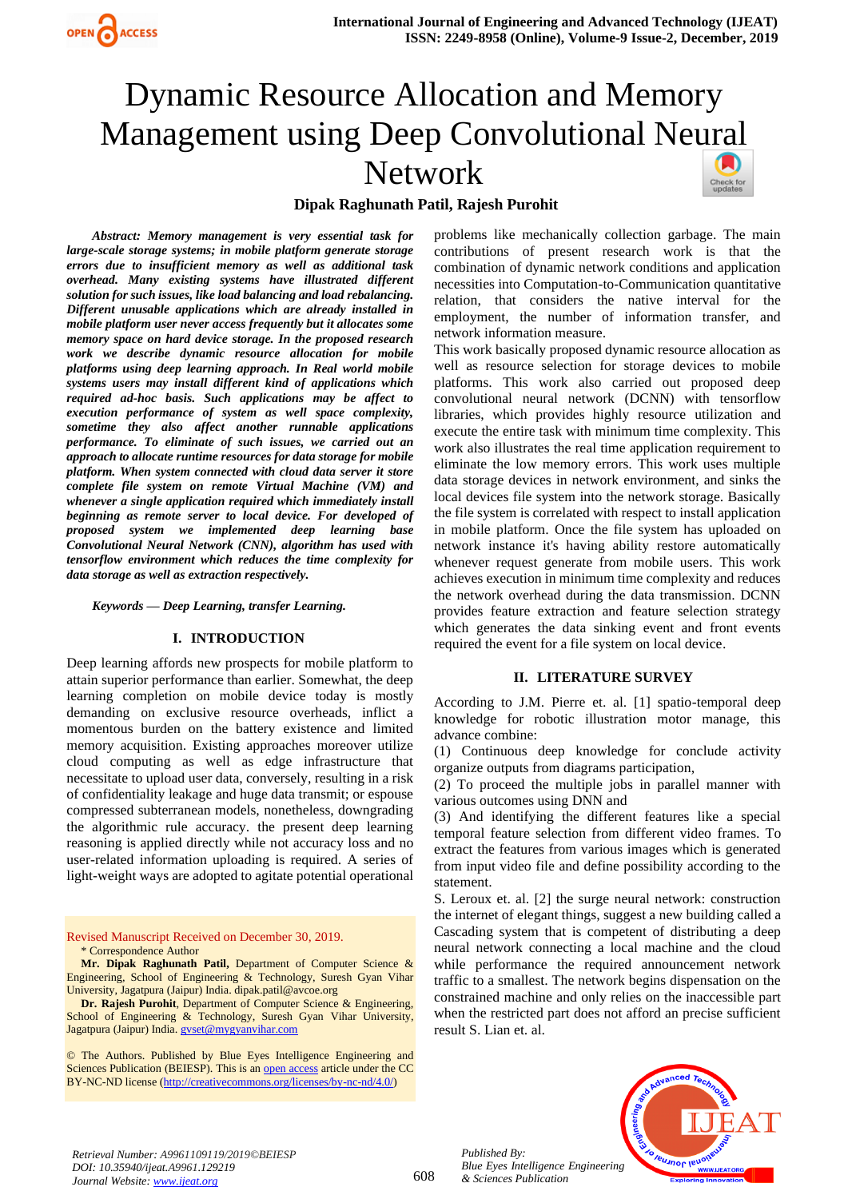# Dynamic Resource Allocation and Memory Management using Deep Convolutional Neural Network

**Dipak Raghunath Patil, Rajesh Purohit**

***Abstract:** Memory management is very essential task for large-scale storage systems; in mobile platform generate storage errors due to insufficient memory as well as additional task overhead. Many existing systems have illustrated different solution for such issues, like load balancing and load rebalancing. Different unusable applications which are already installed in mobile platform user never access frequently but it allocates some memory space on hard device storage. In the proposed research work we describe dynamic resource allocation for mobile platforms using deep learning approach. In Real world mobile systems users may install different kind of applications which required ad-hoc basis. Such applications may be affect to execution performance of system as well space complexity, sometime they also affect another runnable applications performance. To eliminate of such issues, we carried out an approach to allocate runtime resources for data storage for mobile platform. When system connected with cloud data server it store complete file system on remote Virtual Machine (VM) and whenever a single application required which immediately install beginning as remote server to local device. For developed of proposed system we implemented deep learning base Convolutional Neural Network (CNN), algorithm has used with tensorflow environment which reduces the time complexity for data storage as well as extraction respectively.*

***Keywords — Deep Learning, transfer Learning.***

## I. INTRODUCTION

Deep learning affords new prospects for mobile platform to attain superior performance than earlier. Somewhat, the deep learning completion on mobile device today is mostly demanding on exclusive resource overheads, inflict a momentous burden on the battery existence and limited memory acquisition. Existing approaches moreover utilize cloud computing as well as edge infrastructure that necessitate to upload user data, conversely, resulting in a risk of confidentiality leakage and huge data transmit; or espouse compressed subterranean models, nonetheless, downgrading the algorithmic rule accuracy. the present deep learning reasoning is applied directly while not accuracy loss and no user-related information uploading is required. A series of light-weight ways are adopted to agitate potential operational problems like mechanically collection garbage. The main contributions of present research work is that the combination of dynamic network conditions and application necessities into Computation-to-Communication quantitative relation, that considers the native interval for the employment, the number of information transfer, and network information measure.

This work basically proposed dynamic resource allocation as well as resource selection for storage devices to mobile platforms. This work also carried out proposed deep convolutional neural network (DCNN) with tensorflow libraries, which provides highly resource utilization and execute the entire task with minimum time complexity. This work also illustrates the real time application requirement to eliminate the low memory errors. This work uses multiple data storage devices in network environment, and sinks the local devices file system into the network storage. Basically the file system is correlated with respect to install application in mobile platform. Once the file system has uploaded on network instance it's having ability restore automatically whenever request generate from mobile users. This work achieves execution in minimum time complexity and reduces the network overhead during the data transmission. DCNN provides feature extraction and feature selection strategy which generates the data sinking event and front events required the event for a file system on local device.

## II. LITERATURE SURVEY

According to J.M. Pierre et. al. [1] spatio-temporal deep knowledge for robotic illustration motor manage, this advance combine:

(1) Continuous deep knowledge for conclude activity organize outputs from diagrams participation,

(2) To proceed the multiple jobs in parallel manner with various outcomes using DNN and

(3) And identifying the different features like a special temporal feature selection from different video frames. To extract the features from various images which is generated from input video file and define possibility according to the statement.

S. Leroux et. al. [2] the surge neural network: construction the internet of elegant things, suggest a new building called a Cascading system that is competent of distributing a deep neural network connecting a local machine and the cloud while performance the required announcement network traffic to a smallest. The network begins dispensation on the constrained machine and only relies on the inaccessible part when the restricted part does not afford an precise sufficient result S. Lian et. al.

Revised Manuscript Received on December 30, 2019.

\* Correspondence Author

**Mr. Dipak Raghunath Patil,** Department of Computer Science & Engineering, School of Engineering & Technology, Suresh Gyan Vihar University, Jagatpura (Jaipur) India. dipak.patil@avcoe.org

**Dr. Rajesh Purohit**, Department of Computer Science & Engineering, School of Engineering & Technology, Suresh Gyan Vihar University, Jagatpura (Jaipur) India. gvset@mygyanvihar.com

© The Authors. Published by Blue Eyes Intelligence Engineering and Sciences Publication (BEIESP). This is an open access article under the CC BY-NC-ND license (http://creativecommons.org/licenses/by-nc-nd/4.0/)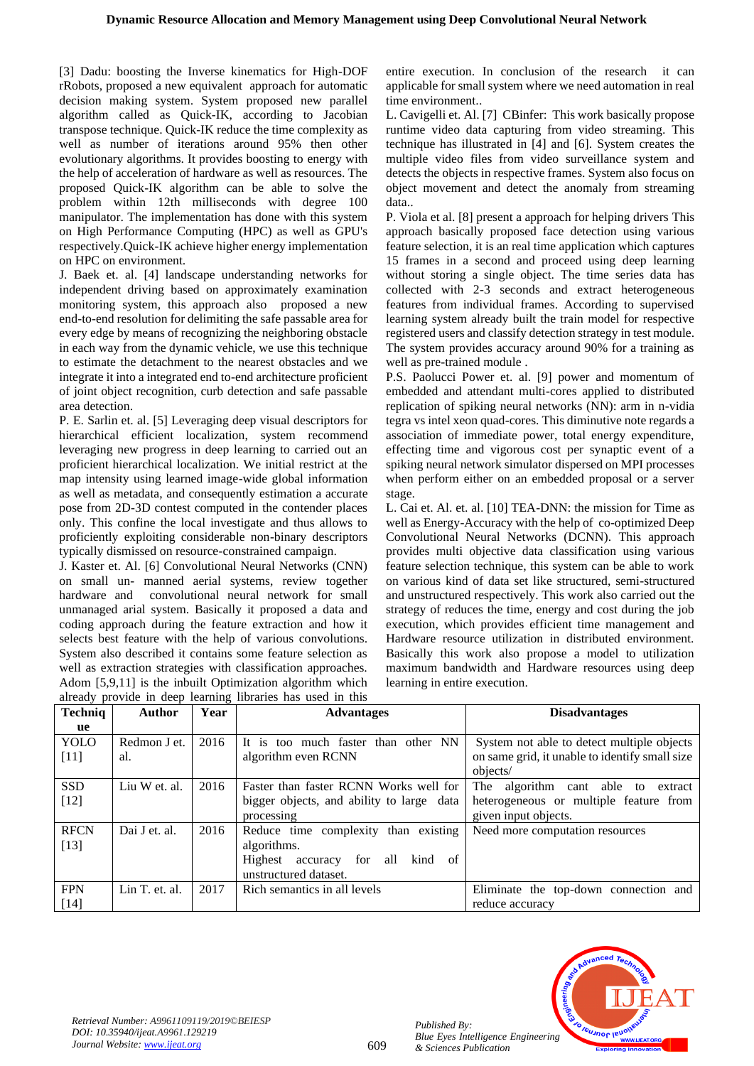[3] Dadu: boosting the Inverse kinematics for High-DOF rRobots, proposed a new equivalent approach for automatic decision making system. System proposed new parallel algorithm called as Quick-IK, according to Jacobian transpose technique. Quick-IK reduce the time complexity as well as number of iterations around 95% then other evolutionary algorithms. It provides boosting to energy with the help of acceleration of hardware as well as resources. The proposed Quick-IK algorithm can be able to solve the problem within 12th milliseconds with degree 100 manipulator. The implementation has done with this system on High Performance Computing (HPC) as well as GPU's respectively.Quick-IK achieve higher energy implementation on HPC on environment.

J. Baek et. al. [4] landscape understanding networks for independent driving based on approximately examination monitoring system, this approach also proposed a new end-to-end resolution for delimiting the safe passable area for every edge by means of recognizing the neighboring obstacle in each way from the dynamic vehicle, we use this technique to estimate the detachment to the nearest obstacles and we integrate it into a integrated end to-end architecture proficient of joint object recognition, curb detection and safe passable area detection.

P. E. Sarlin et. al. [5] Leveraging deep visual descriptors for hierarchical efficient localization, system recommend leveraging new progress in deep learning to carried out an proficient hierarchical localization. We initial restrict at the map intensity using learned image-wide global information as well as metadata, and consequently estimation a accurate pose from 2D-3D contest computed in the contender places only. This confine the local investigate and thus allows to proficiently exploiting considerable non-binary descriptors typically dismissed on resource-constrained campaign.

J. Kaster et. Al. [6] Convolutional Neural Networks (CNN) on small un- manned aerial systems, review together hardware and convolutional neural network for small unmanaged arial system. Basically it proposed a data and coding approach during the feature extraction and how it selects best feature with the help of various convolutions. System also described it contains some feature selection as well as extraction strategies with classification approaches. Adom [5,9,11] is the inbuilt Optimization algorithm which already provide in deep learning libraries has used in this entire execution. In conclusion of the research it can applicable for small system where we need automation in real time environment..

L. Cavigelli et. Al. [7] CBinfer: This work basically propose runtime video data capturing from video streaming. This technique has illustrated in [4] and [6]. System creates the multiple video files from video surveillance system and detects the objects in respective frames. System also focus on object movement and detect the anomaly from streaming data..

P. Viola et al. [8] present a approach for helping drivers This approach basically proposed face detection using various feature selection, it is an real time application which captures 15 frames in a second and proceed using deep learning without storing a single object. The time series data has collected with 2-3 seconds and extract heterogeneous features from individual frames. According to supervised learning system already built the train model for respective registered users and classify detection strategy in test module. The system provides accuracy around 90% for a training as well as pre-trained module .

P.S. Paolucci Power et. al. [9] power and momentum of embedded and attendant multi-cores applied to distributed replication of spiking neural networks (NN): arm in n-vidia tegra vs intel xeon quad-cores. This diminutive note regards a association of immediate power, total energy expenditure, effecting time and vigorous cost per synaptic event of a spiking neural network simulator dispersed on MPI processes when perform either on an embedded proposal or a server stage.

L. Cai et. Al. et. al. [10] TEA-DNN: the mission for Time as well as Energy-Accuracy with the help of co-optimized Deep Convolutional Neural Networks (DCNN). This approach provides multi objective data classification using various feature selection technique, this system can be able to work on various kind of data set like structured, semi-structured and unstructured respectively. This work also carried out the strategy of reduces the time, energy and cost during the job execution, which provides efficient time management and Hardware resource utilization in distributed environment. Basically this work also propose a model to utilization maximum bandwidth and Hardware resources using deep learning in entire execution.

| Technique | Author | Year | Advantages | Disadvantages |
|---|---|---|---|---|
| YOLO [11] | Redmon J et. al. | 2016 | It is too much faster than other NN algorithm even RCNN | System not able to detect multiple objects on same grid, it unable to identify small size objects/ |
| SSD [12] | Liu W et. al. | 2016 | Faster than faster RCNN Works well for bigger objects, and ability to large data processing | The algorithm cant able to extract heterogeneous or multiple feature from given input objects. |
| RFCN [13] | Dai J et. al. | 2016 | Reduce time complexity than existing algorithms. Highest accuracy for all kind of unstructured dataset. | Need more computation resources |
| FPN [14] | Lin T. et. al. | 2017 | Rich semantics in all levels | Eliminate the top-down connection and reduce accuracy |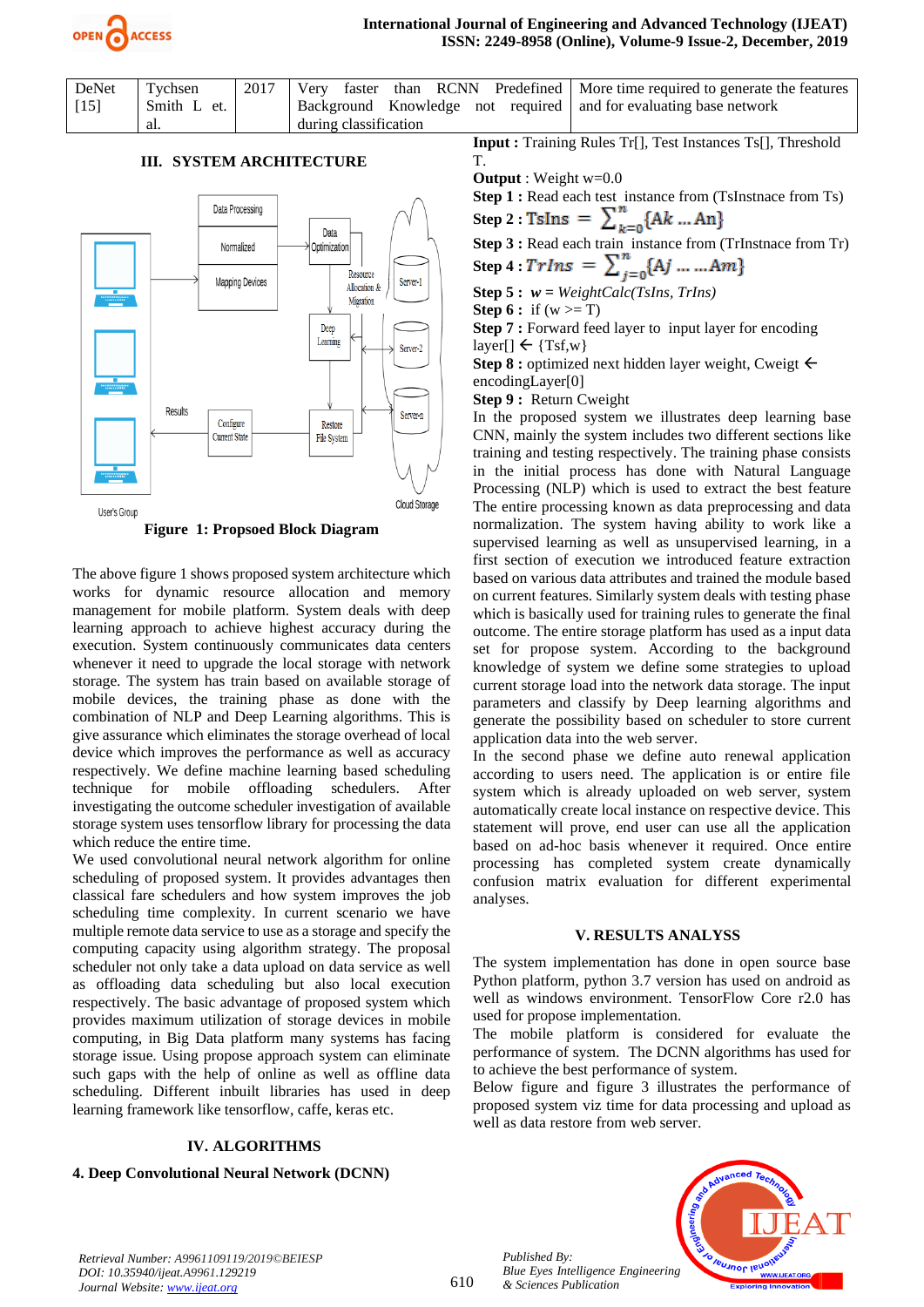| DeNet [15] | Tychsen Smith L et. al. | 2017 | Very faster than RCNN Predefined Background Knowledge not required during classification | More time required to generate the features and for evaluating base network |
|---|---|---|---|---|

## III. SYSTEM ARCHITECTURE

**Figure 1: Propsoed Block Diagram**

The above figure 1 shows proposed system architecture which works for dynamic resource allocation and memory management for mobile platform. System deals with deep learning approach to achieve highest accuracy during the execution. System continuously communicates data centers whenever it need to upgrade the local storage with network storage. The system has train based on available storage of mobile devices, the training phase as done with the combination of NLP and Deep Learning algorithms. This is give assurance which eliminates the storage overhead of local device which improves the performance as well as accuracy respectively. We define machine learning based scheduling technique for mobile offloading schedulers. After investigating the outcome scheduler investigation of available storage system uses tensorflow library for processing the data which reduce the entire time.

We used convolutional neural network algorithm for online scheduling of proposed system. It provides advantages then classical fare schedulers and how system improves the job scheduling time complexity. In current scenario we have multiple remote data service to use as a storage and specify the computing capacity using algorithm strategy. The proposal scheduler not only take a data upload on data service as well as offloading data scheduling but also local execution respectively. The basic advantage of proposed system which provides maximum utilization of storage devices in mobile computing, in Big Data platform many systems has facing storage issue. Using propose approach system can eliminate such gaps with the help of online as well as offline data scheduling. Different inbuilt libraries has used in deep learning framework like tensorflow, caffe, keras etc.

## IV. ALGORITHMS

### 4. Deep Convolutional Neural Network (DCNN)

**Input :** Training Rules Tr[], Test Instances Ts[], Threshold T.

**Output** : Weight w=0.0

**Step 1 :** Read each test instance from (TsInstnace from Ts)

**Step 2 :** $TsIns = \sum_{k=0}^{n}\{Ak \dots An\}$

**Step 3 :** Read each train instance from (TrInstnace from Tr)

**Step 4 :** $TrIns = \sum_{j=0}^{n}\{Aj \dots \dots Am\}$

**Step 5 :** *w = WeightCalc(TsIns, TrIns)*

**Step 6 :** if (w >= T)

**Step 7 :** Forward feed layer to input layer for encoding layer[] ← {Tsf,w}

**Step 8 :** optimized next hidden layer weight, Cweigt ← encodingLayer[0]

**Step 9 :** Return Cweight

In the proposed system we illustrates deep learning base CNN, mainly the system includes two different sections like training and testing respectively. The training phase consists in the initial process has done with Natural Language Processing (NLP) which is used to extract the best feature The entire processing known as data preprocessing and data normalization. The system having ability to work like a supervised learning as well as unsupervised learning, in a first section of execution we introduced feature extraction based on various data attributes and trained the module based on current features. Similarly system deals with testing phase which is basically used for training rules to generate the final outcome. The entire storage platform has used as a input data set for propose system. According to the background knowledge of system we define some strategies to upload current storage load into the network data storage. The input parameters and classify by Deep learning algorithms and generate the possibility based on scheduler to store current application data into the web server.

In the second phase we define auto renewal application according to users need. The application is or entire file system which is already uploaded on web server, system automatically create local instance on respective device. This statement will prove, end user can use all the application based on ad-hoc basis whenever it required. Once entire processing has completed system create dynamically confusion matrix evaluation for different experimental analyses.

## V. RESULTS ANALYSS

The system implementation has done in open source base Python platform, python 3.7 version has used on android as well as windows environment. TensorFlow Core r2.0 has used for propose implementation.

The mobile platform is considered for evaluate the performance of system. The DCNN algorithms has used for to achieve the best performance of system.

Below figure and figure 3 illustrates the performance of proposed system viz time for data processing and upload as well as data restore from web server.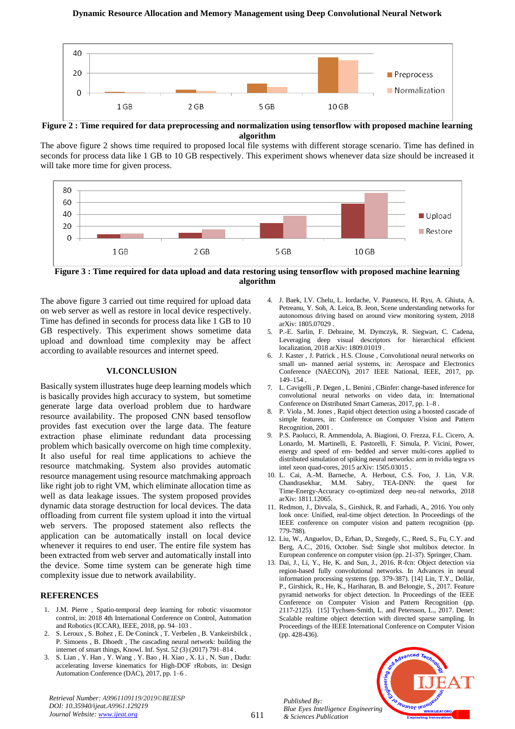Figure 2 : Time required for data preprocessing and normalization using tensorflow with proposed machine learning algorithm

The above figure 2 shows time required to proposed local file systems with different storage scenario. Time has defined in seconds for process data like 1 GB to 10 GB respectively. This experiment shows whenever data size should be increased it will take more time for given process.

Figure 3 : Time required for data upload and data restoring using tensorflow with proposed machine learning algorithm

The above figure 3 carried out time required for upload data on web server as well as restore in local device respectively. Time has defined in seconds for process data like 1 GB to 10 GB respectively. This experiment shows sometime data upload and download time complexity may be affect according to available resources and internet speed.

## VI.CONCLUSION

Basically system illustrates huge deep learning models which is basically provides high accuracy to system, but sometime generate large data overload problem due to hardware resource availability. The proposed CNN based tensoflow provides fast execution over the large data. The feature extraction phase eliminate redundant data processing problem which basically overcome on high time complexity. It also useful for real time applications to achieve the resource matchmaking. System also provides automatic resource management using resource matchmaking approach like right job to right VM, which eliminate allocation time as well as data leakage issues. The system proposed provides dynamic data storage destruction for local devices. The data offloading from current file system upload it into the virtual web servers. The proposed statement also reflects the application can be automatically install on local device whenever it requires to end user. The entire file system has been extracted from web server and automatically install into the device. Some time system can be generate high time complexity issue due to network availability.

## REFERENCES

1. J.M. Pierre , Spatio-temporal deep learning for robotic visuomotor control, in: 2018 4th International Conference on Control, Automation and Robotics (ICCAR), IEEE, 2018, pp. 94–103 .
2. S. Leroux , S. Bohez , E. De Coninck , T. Verbelen , B. Vankeirsbilck , P. Simoens , B. Dhoedt , The cascading neural network: building the internet of smart things, Knowl. Inf. Syst. 52 (3) (2017) 791–814 .
3. S. Lian , Y. Han , Y. Wang , Y. Bao , H. Xiao , X. Li , N. Sun , Dadu: accelerating Inverse kinematics for High-DOF rRobots, in: Design Automation Conference (DAC), 2017, pp. 1–6 .
4. J. Baek, I.V. Chelu, L. Iordache, V. Paunescu, H. Ryu, A. Ghiuta, A. Petreanu, Y. Soh, A. Leica, B. Jeon, Scene understanding networks for autonomous driving based on around view monitoring system, 2018 arXiv: 1805.07029 .
5. P.-E. Sarlin, F. Debraine, M. Dymczyk, R. Siegwart, C. Cadena, Leveraging deep visual descriptors for hierarchical efficient localization, 2018 arXiv: 1809.01019 .
6. J. Kaster , J. Patrick , H.S. Clouse , Convolutional neural networks on small un- manned aerial systems, in: Aerospace and Electronics Conference (NAECON), 2017 IEEE National, IEEE, 2017, pp. 149–154 .
7. L. Cavigelli , P. Degen , L. Benini , CBinfer: change-based inference for convolutional neural networks on video data, in: International Conference on Distributed Smart Cameras, 2017, pp. 1–8 .
8. P. Viola , M. Jones , Rapid object detection using a boosted cascade of simple features, in: Conference on Computer Vision and Pattern Recognition, 2001 .
9. P.S. Paolucci, R. Ammendola, A. Biagioni, O. Frezza, F.L. Cicero, A. Lonardo, M. Martinelli, E. Pastorelli, F. Simula, P. Vicini, Power, energy and speed of em- bedded and server multi-cores applied to distributed simulation of spiking neural networks: arm in nvidia tegra vs intel xeon quad-cores, 2015 arXiv: 1505.03015 .
10. L. Cai, A.-M. Barneche, A. Herbout, C.S. Foo, J. Lin, V.R. Chandrasekhar, M.M. Sabry, TEA-DNN: the quest for Time-Energy-Accuracy co-optimized deep neu-ral networks, 2018 arXiv: 1811.12065.
11. Redmon, J., Divvala, S., Girshick, R. and Farhadi, A., 2016. You only look once: Unified, real-time object detection. In Proceedings of the IEEE conference on computer vision and pattern recognition (pp. 779-788).
12. Liu, W., Anguelov, D., Erhan, D., Szegedy, C., Reed, S., Fu, C.Y. and Berg, A.C., 2016, October. Ssd: Single shot multibox detector. In European conference on computer vision (pp. 21-37). Springer, Cham.
13. Dai, J., Li, Y., He, K. and Sun, J., 2016. R-fcn: Object detection via region-based fully convolutional networks. In Advances in neural information processing systems (pp. 379-387). [14] Lin, T.Y., Dollár, P., Girshick, R., He, K., Hariharan, B. and Belongie, S., 2017. Feature pyramid networks for object detection. In Proceedings of the IEEE Conference on Computer Vision and Pattern Recognition (pp. 2117-2125). [15] Tychsen-Smith, L. and Petersson, L., 2017. Denet: Scalable realtime object detection with directed sparse sampling. In Proceedings of the IEEE International Conference on Computer Vision (pp. 428-436).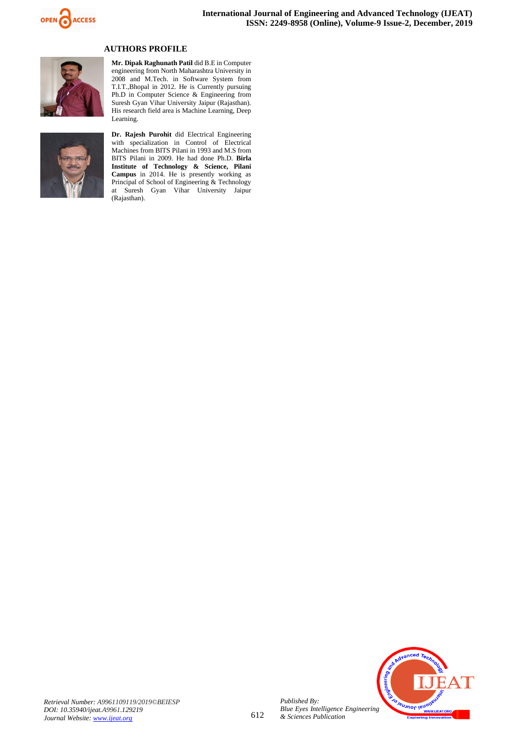## AUTHORS PROFILE

**Mr. Dipak Raghunath Patil** did B.E in Computer engineering from North Maharashtra University in 2008 and M.Tech. in Software System from T.I.T.,Bhopal in 2012. He is Currently pursuing Ph.D in Computer Science & Engineering from Suresh Gyan Vihar University Jaipur (Rajasthan). His research field area is Machine Learning, Deep Learning.

**Dr. Rajesh Purohit** did Electrical Engineering with specialization in Control of Electrical Machines from BITS Pilani in 1993 and M.S from BITS Pilani in 2009. He had done Ph.D. **Birla Institute of Technology & Science, Pilani Campus** in 2014. He is presently working as Principal of School of Engineering & Technology at Suresh Gyan Vihar University Jaipur (Rajasthan).